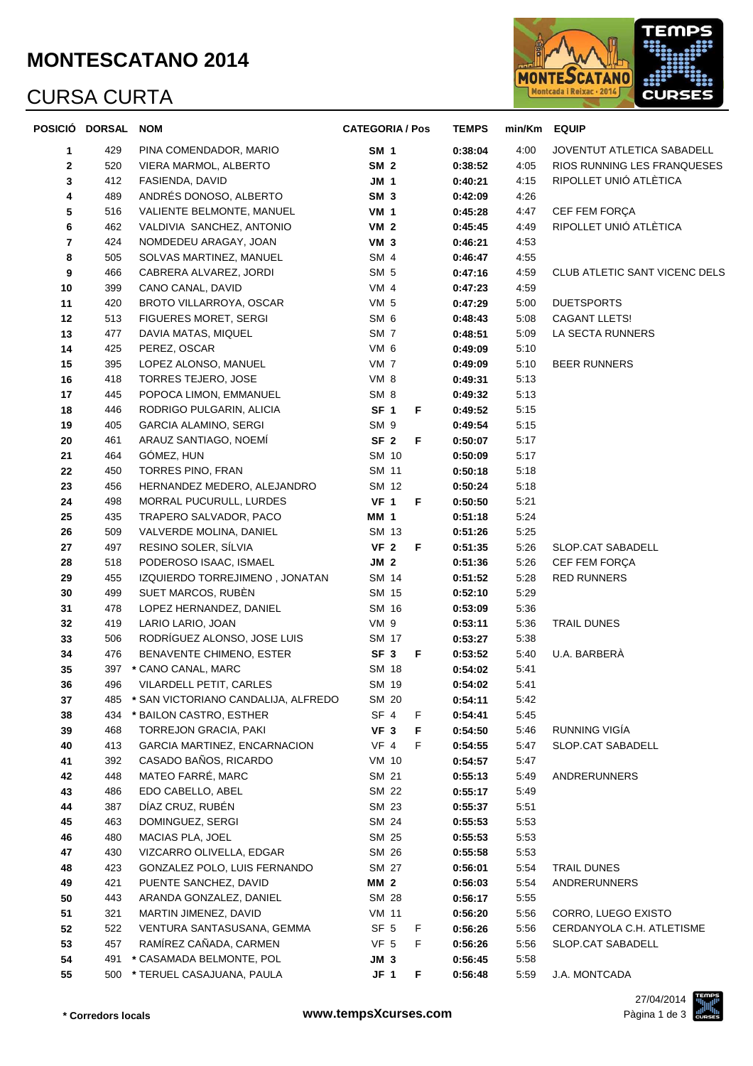# MONTESCATANO 2014

## CURSA CURTA

| POSICIÓ | DORSAL | NOM | CATEGORIA / Pos | | TEMPS | min/Km | EQUIP |
|---|---|---|---|---|---|---|---|
| 1 | 429 | PINA COMENDADOR, MARIO | **SM 1** | | **0:38:04** | 4:00 | JOVENTUT ATLETICA SABADELL |
| 2 | 520 | VIERA MARMOL, ALBERTO | **SM 2** | | **0:38:52** | 4:05 | RIOS RUNNING LES FRANQUESES |
| 3 | 412 | FASIENDA, DAVID | **JM 1** | | **0:40:21** | 4:15 | RIPOLLET UNIÓ ATLÈTICA |
| 4 | 489 | ANDRÉS DONOSO, ALBERTO | **SM 3** | | **0:42:09** | 4:26 | |
| 5 | 516 | VALIENTE BELMONTE, MANUEL | **VM 1** | | **0:45:28** | 4:47 | CEF FEM FORÇA |
| 6 | 462 | VALDIVIA SANCHEZ, ANTONIO | **VM 2** | | **0:45:45** | 4:49 | RIPOLLET UNIÓ ATLÈTICA |
| 7 | 424 | NOMDEDEU ARAGAY, JOAN | **VM 3** | | **0:46:21** | 4:53 | |
| 8 | 505 | SOLVAS MARTINEZ, MANUEL | SM 4 | | **0:46:47** | 4:55 | |
| 9 | 466 | CABRERA ALVAREZ, JORDI | SM 5 | | **0:47:16** | 4:59 | CLUB ATLETIC SANT VICENC DELS |
| 10 | 399 | CANO CANAL, DAVID | VM 4 | | **0:47:23** | 4:59 | |
| 11 | 420 | BROTO VILLARROYA, OSCAR | VM 5 | | **0:47:29** | 5:00 | DUETSPORTS |
| 12 | 513 | FIGUERES MORET, SERGI | SM 6 | | **0:48:43** | 5:08 | CAGANT LLETS! |
| 13 | 477 | DAVIA MATAS, MIQUEL | SM 7 | | **0:48:51** | 5:09 | LA SECTA RUNNERS |
| 14 | 425 | PEREZ, OSCAR | VM 6 | | **0:49:09** | 5:10 | |
| 15 | 395 | LOPEZ ALONSO, MANUEL | VM 7 | | **0:49:09** | 5:10 | BEER RUNNERS |
| 16 | 418 | TORRES TEJERO, JOSE | VM 8 | | **0:49:31** | 5:13 | |
| 17 | 445 | POPOCA LIMON, EMMANUEL | SM 8 | | **0:49:32** | 5:13 | |
| 18 | 446 | RODRIGO PULGARIN, ALICIA | **SF 1** | **F** | **0:49:52** | 5:15 | |
| 19 | 405 | GARCIA ALAMINO, SERGI | SM 9 | | **0:49:54** | 5:15 | |
| 20 | 461 | ARAUZ SANTIAGO, NOEMÍ | **SF 2** | **F** | **0:50:07** | 5:17 | |
| 21 | 464 | GÓMEZ, HUN | SM 10 | | **0:50:09** | 5:17 | |
| 22 | 450 | TORRES PINO, FRAN | SM 11 | | **0:50:18** | 5:18 | |
| 23 | 456 | HERNANDEZ MEDERO, ALEJANDRO | SM 12 | | **0:50:24** | 5:18 | |
| 24 | 498 | MORRAL PUCURULL, LURDES | **VF 1** | **F** | **0:50:50** | 5:21 | |
| 25 | 435 | TRAPERO SALVADOR, PACO | **MM 1** | | **0:51:18** | 5:24 | |
| 26 | 509 | VALVERDE MOLINA, DANIEL | SM 13 | | **0:51:26** | 5:25 | |
| 27 | 497 | RESINO SOLER, SÍLVIA | **VF 2** | **F** | **0:51:35** | 5:26 | SLOP.CAT SABADELL |
| 28 | 518 | PODEROSO ISAAC, ISMAEL | **JM 2** | | **0:51:36** | 5:26 | CEF FEM FORÇA |
| 29 | 455 | IZQUIERDO TORREJIMENO , JONATAN | SM 14 | | **0:51:52** | 5:28 | RED RUNNERS |
| 30 | 499 | SUET MARCOS, RUBÈN | SM 15 | | **0:52:10** | 5:29 | |
| 31 | 478 | LOPEZ HERNANDEZ, DANIEL | SM 16 | | **0:53:09** | 5:36 | |
| 32 | 419 | LARIO LARIO, JOAN | VM 9 | | **0:53:11** | 5:36 | TRAIL DUNES |
| 33 | 506 | RODRÍGUEZ ALONSO, JOSE LUIS | SM 17 | | **0:53:27** | 5:38 | |
| 34 | 476 | BENAVENTE CHIMENO, ESTER | **SF 3** | **F** | **0:53:52** | 5:40 | U.A. BARBERÀ |
| 35 | 397 | * CANO CANAL, MARC | SM 18 | | **0:54:02** | 5:41 | |
| 36 | 496 | VILARDELL PETIT, CARLES | SM 19 | | **0:54:02** | 5:41 | |
| 37 | 485 | * SAN VICTORIANO CANDALIJA, ALFREDO | SM 20 | | **0:54:11** | 5:42 | |
| 38 | 434 | * BAILON CASTRO, ESTHER | SF 4 | F | **0:54:41** | 5:45 | |
| 39 | 468 | TORREJON GRACIA, PAKI | **VF 3** | **F** | **0:54:50** | 5:46 | RUNNING VIGÍA |
| 40 | 413 | GARCIA MARTINEZ, ENCARNACION | VF 4 | F | **0:54:55** | 5:47 | SLOP.CAT SABADELL |
| 41 | 392 | CASADO BAÑOS, RICARDO | VM 10 | | **0:54:57** | 5:47 | |
| 42 | 448 | MATEO FARRÉ, MARC | SM 21 | | **0:55:13** | 5:49 | ANDRERUNNERS |
| 43 | 486 | EDO CABELLO, ABEL | SM 22 | | **0:55:17** | 5:49 | |
| 44 | 387 | DÍAZ CRUZ, RUBÉN | SM 23 | | **0:55:37** | 5:51 | |
| 45 | 463 | DOMINGUEZ, SERGI | SM 24 | | **0:55:53** | 5:53 | |
| 46 | 480 | MACIAS PLA, JOEL | SM 25 | | **0:55:53** | 5:53 | |
| 47 | 430 | VIZCARRO OLIVELLA, EDGAR | SM 26 | | **0:55:58** | 5:53 | |
| 48 | 423 | GONZALEZ POLO, LUIS FERNANDO | SM 27 | | **0:56:01** | 5:54 | TRAIL DUNES |
| 49 | 421 | PUENTE SANCHEZ, DAVID | **MM 2** | | **0:56:03** | 5:54 | ANDRERUNNERS |
| 50 | 443 | ARANDA GONZALEZ, DANIEL | SM 28 | | **0:56:17** | 5:55 | |
| 51 | 321 | MARTIN JIMENEZ, DAVID | VM 11 | | **0:56:20** | 5:56 | CORRO, LUEGO EXISTO |
| 52 | 522 | VENTURA SANTASUSANA, GEMMA | SF 5 | F | **0:56:26** | 5:56 | CERDANYOLA C.H. ATLETISME |
| 53 | 457 | RAMÍREZ CAÑADA, CARMEN | VF 5 | F | **0:56:26** | 5:56 | SLOP.CAT SABADELL |
| 54 | 491 | * CASAMADA BELMONTE, POL | **JM 3** | | **0:56:45** | 5:58 | |
| 55 | 500 | * TERUEL CASAJUANA, PAULA | **JF 1** | **F** | **0:56:48** | 5:59 | J.A. MONTCADA |

**\* Corredors locals**

**www.tempsXcurses.com**

27/04/2014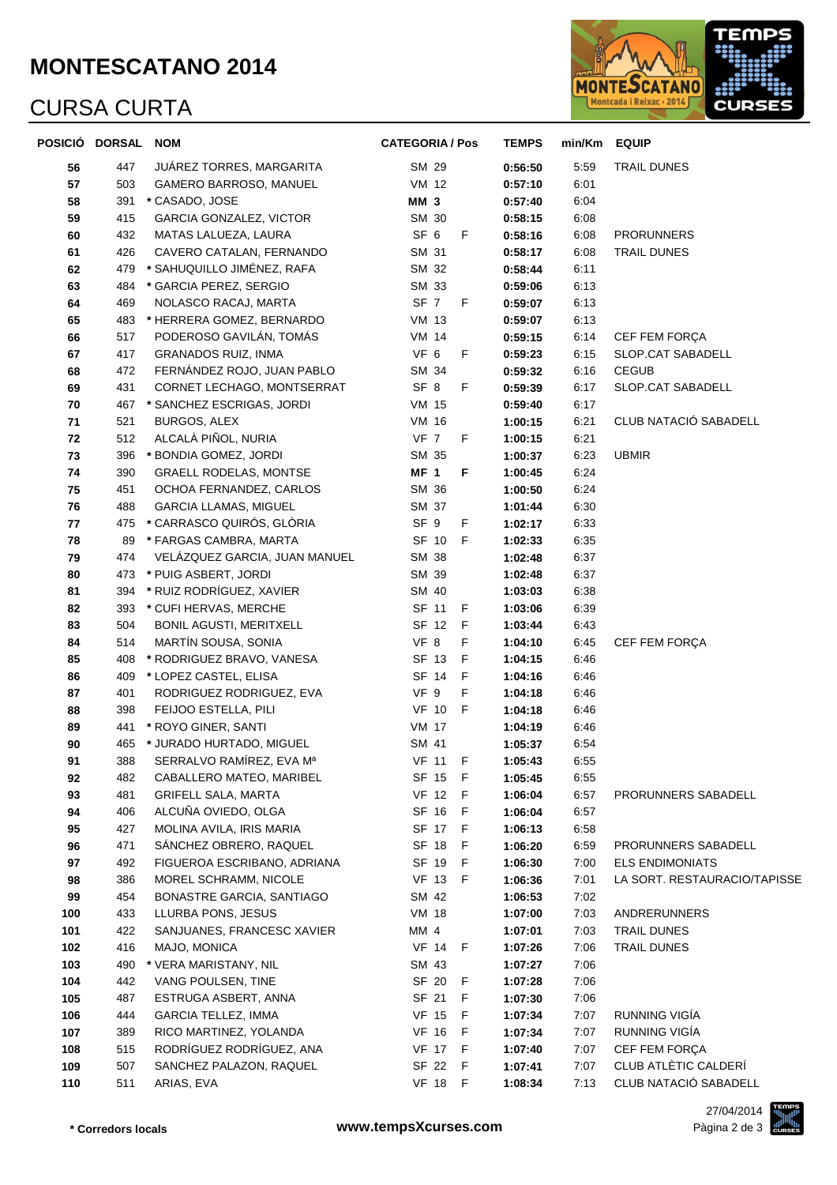# MONTESCATANO 2014

## CURSA CURTA

| POSICIÓ | DORSAL | NOM | CATEGORIA / Pos | | | TEMPS | min/Km | EQUIP |
|---|---|---|---|---|---|---|---|---|
| 56 | 447 | JUÁREZ TORRES, MARGARITA | SM | 29 | | 0:56:50 | 5:59 | TRAIL DUNES |
| 57 | 503 | GAMERO BARROSO, MANUEL | VM | 12 | | 0:57:10 | 6:01 | |
| 58 | 391 | * CASADO, JOSE | **MM** | **3** | | 0:57:40 | 6:04 | |
| 59 | 415 | GARCIA GONZALEZ, VICTOR | SM | 30 | | 0:58:15 | 6:08 | |
| 60 | 432 | MATAS LALUEZA, LAURA | SF | 6 | F | 0:58:16 | 6:08 | PRORUNNERS |
| 61 | 426 | CAVERO CATALAN, FERNANDO | SM | 31 | | 0:58:17 | 6:08 | TRAIL DUNES |
| 62 | 479 | * SAHUQUILLO JIMÉNEZ, RAFA | SM | 32 | | 0:58:44 | 6:11 | |
| 63 | 484 | * GARCIA PEREZ, SERGIO | SM | 33 | | 0:59:06 | 6:13 | |
| 64 | 469 | NOLASCO RACAJ, MARTA | SF | 7 | F | 0:59:07 | 6:13 | |
| 65 | 483 | * HERRERA GOMEZ, BERNARDO | VM | 13 | | 0:59:07 | 6:13 | |
| 66 | 517 | PODEROSO GAVILÁN, TOMÁS | VM | 14 | | 0:59:15 | 6:14 | CEF FEM FORÇA |
| 67 | 417 | GRANADOS RUIZ, INMA | VF | 6 | F | 0:59:23 | 6:15 | SLOP.CAT SABADELL |
| 68 | 472 | FERNÁNDEZ ROJO, JUAN PABLO | SM | 34 | | 0:59:32 | 6:16 | CEGUB |
| 69 | 431 | CORNET LECHAGO, MONTSERRAT | SF | 8 | F | 0:59:39 | 6:17 | SLOP.CAT SABADELL |
| 70 | 467 | * SANCHEZ ESCRIGAS, JORDI | VM | 15 | | 0:59:40 | 6:17 | |
| 71 | 521 | BURGOS, ALEX | VM | 16 | | 1:00:15 | 6:21 | CLUB NATACIÓ SABADELL |
| 72 | 512 | ALCALÀ PIÑOL, NURIA | VF | 7 | F | 1:00:15 | 6:21 | |
| 73 | 396 | * BONDIA GOMEZ, JORDI | SM | 35 | | 1:00:37 | 6:23 | UBMIR |
| 74 | 390 | GRAELL RODELAS, MONTSE | **MF** | **1** | **F** | 1:00:45 | 6:24 | |
| 75 | 451 | OCHOA FERNANDEZ, CARLOS | SM | 36 | | 1:00:50 | 6:24 | |
| 76 | 488 | GARCIA LLAMAS, MIGUEL | SM | 37 | | 1:01:44 | 6:30 | |
| 77 | 475 | * CARRASCO QUIRÓS, GLÒRIA | SF | 9 | F | 1:02:17 | 6:33 | |
| 78 | 89 | * FARGAS CAMBRA, MARTA | SF | 10 | F | 1:02:33 | 6:35 | |
| 79 | 474 | VELÁZQUEZ GARCIA, JUAN MANUEL | SM | 38 | | 1:02:48 | 6:37 | |
| 80 | 473 | * PUIG ASBERT, JORDI | SM | 39 | | 1:02:48 | 6:37 | |
| 81 | 394 | * RUIZ RODRÍGUEZ, XAVIER | SM | 40 | | 1:03:03 | 6:38 | |
| 82 | 393 | * CUFI HERVAS, MERCHE | SF | 11 | F | 1:03:06 | 6:39 | |
| 83 | 504 | BONIL AGUSTI, MERITXELL | SF | 12 | F | 1:03:44 | 6:43 | |
| 84 | 514 | MARTÍN SOUSA, SONIA | VF | 8 | F | 1:04:10 | 6:45 | CEF FEM FORÇA |
| 85 | 408 | * RODRIGUEZ BRAVO, VANESA | SF | 13 | F | 1:04:15 | 6:46 | |
| 86 | 409 | * LOPEZ CASTEL, ELISA | SF | 14 | F | 1:04:16 | 6:46 | |
| 87 | 401 | RODRIGUEZ RODRIGUEZ, EVA | VF | 9 | F | 1:04:18 | 6:46 | |
| 88 | 398 | FEIJOO ESTELLA, PILI | VF | 10 | F | 1:04:18 | 6:46 | |
| 89 | 441 | * ROYO GINER, SANTI | VM | 17 | | 1:04:19 | 6:46 | |
| 90 | 465 | * JURADO HURTADO, MIGUEL | SM | 41 | | 1:05:37 | 6:54 | |
| 91 | 388 | SERRALVO RAMÍREZ, EVA Mª | VF | 11 | F | 1:05:43 | 6:55 | |
| 92 | 482 | CABALLERO MATEO, MARIBEL | SF | 15 | F | 1:05:45 | 6:55 | |
| 93 | 481 | GRIFELL SALA, MARTA | VF | 12 | F | 1:06:04 | 6:57 | PRORUNNERS SABADELL |
| 94 | 406 | ALCUÑA OVIEDO, OLGA | SF | 16 | F | 1:06:04 | 6:57 | |
| 95 | 427 | MOLINA AVILA, IRIS MARIA | SF | 17 | F | 1:06:13 | 6:58 | |
| 96 | 471 | SÁNCHEZ OBRERO, RAQUEL | SF | 18 | F | 1:06:20 | 6:59 | PRORUNNERS SABADELL |
| 97 | 492 | FIGUEROA ESCRIBANO, ADRIANA | SF | 19 | F | 1:06:30 | 7:00 | ELS ENDIMONIATS |
| 98 | 386 | MOREL SCHRAMM, NICOLE | VF | 13 | F | 1:06:36 | 7:01 | LA SORT. RESTAURACIO/TAPISSE |
| 99 | 454 | BONASTRE GARCIA, SANTIAGO | SM | 42 | | 1:06:53 | 7:02 | |
| 100 | 433 | LLURBA PONS, JESUS | VM | 18 | | 1:07:00 | 7:03 | ANDRERUNNERS |
| 101 | 422 | SANJUANES, FRANCESC XAVIER | MM | 4 | | 1:07:01 | 7:03 | TRAIL DUNES |
| 102 | 416 | MAJO, MONICA | VF | 14 | F | 1:07:26 | 7:06 | TRAIL DUNES |
| 103 | 490 | * VERA MARISTANY, NIL | SM | 43 | | 1:07:27 | 7:06 | |
| 104 | 442 | VANG POULSEN, TINE | SF | 20 | F | 1:07:28 | 7:06 | |
| 105 | 487 | ESTRUGA ASBERT, ANNA | SF | 21 | F | 1:07:30 | 7:06 | |
| 106 | 444 | GARCIA TELLEZ, IMMA | VF | 15 | F | 1:07:34 | 7:07 | RUNNING VIGÍA |
| 107 | 389 | RICO MARTINEZ, YOLANDA | VF | 16 | F | 1:07:34 | 7:07 | RUNNING VIGÍA |
| 108 | 515 | RODRÍGUEZ RODRÍGUEZ, ANA | VF | 17 | F | 1:07:40 | 7:07 | CEF FEM FORÇA |
| 109 | 507 | SANCHEZ PALAZON, RAQUEL | SF | 22 | F | 1:07:41 | 7:07 | CLUB ATLÈTIC CALDERÍ |
| 110 | 511 | ARIAS, EVA | VF | 18 | F | 1:08:34 | 7:13 | CLUB NATACIÓ SABADELL |

**\* Corredors locals**

**www.tempsXcurses.com**

27/04/2014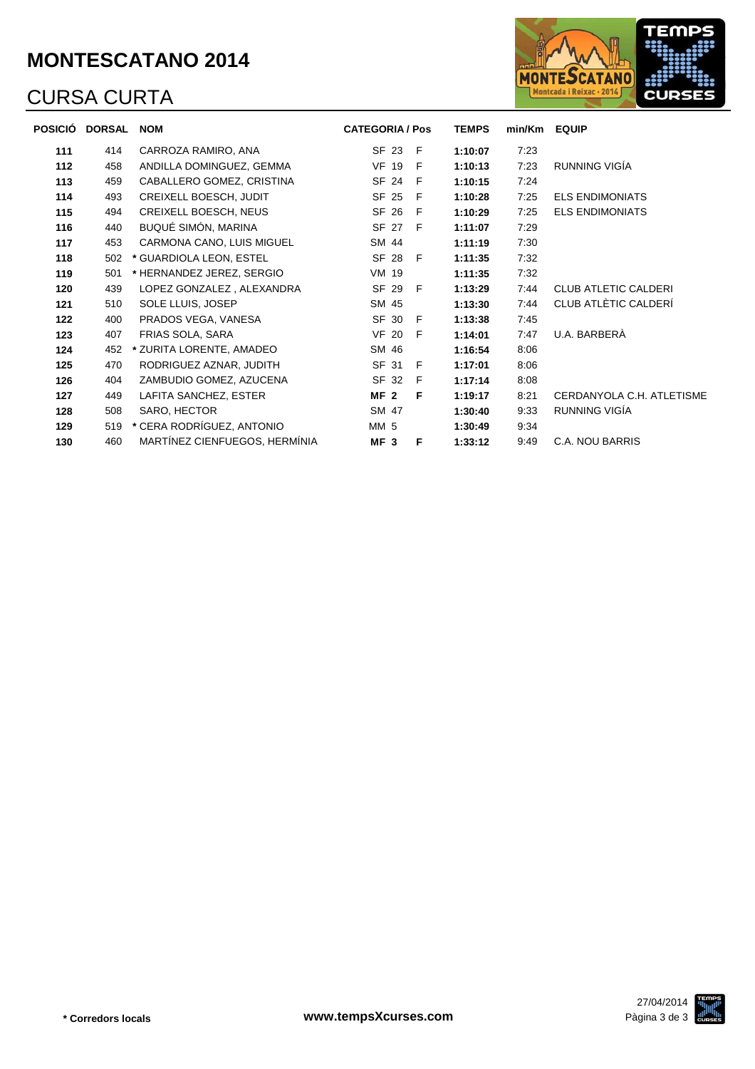# MONTESCATANO 2014

## CURSA CURTA

| POSICIÓ | DORSAL | NOM | CATEGORIA / Pos | | TEMPS | min/Km | EQUIP |
|---|---|---|---|---|---|---|---|
| **111** | 414 | CARROZA RAMIRO, ANA | SF 23 | F | **1:10:07** | 7:23 | |
| **112** | 458 | ANDILLA DOMINGUEZ, GEMMA | VF 19 | F | **1:10:13** | 7:23 | RUNNING VIGÍA |
| **113** | 459 | CABALLERO GOMEZ, CRISTINA | SF 24 | F | **1:10:15** | 7:24 | |
| **114** | 493 | CREIXELL BOESCH, JUDIT | SF 25 | F | **1:10:28** | 7:25 | ELS ENDIMONIATS |
| **115** | 494 | CREIXELL BOESCH, NEUS | SF 26 | F | **1:10:29** | 7:25 | ELS ENDIMONIATS |
| **116** | 440 | BUQUÉ SIMÓN, MARINA | SF 27 | F | **1:11:07** | 7:29 | |
| **117** | 453 | CARMONA CANO, LUIS MIGUEL | SM 44 | | **1:11:19** | 7:30 | |
| **118** | 502 | * GUARDIOLA LEON, ESTEL | SF 28 | F | **1:11:35** | 7:32 | |
| **119** | 501 | * HERNANDEZ JEREZ, SERGIO | VM 19 | | **1:11:35** | 7:32 | |
| **120** | 439 | LOPEZ GONZALEZ , ALEXANDRA | SF 29 | F | **1:13:29** | 7:44 | CLUB ATLETIC CALDERI |
| **121** | 510 | SOLE LLUIS, JOSEP | SM 45 | | **1:13:30** | 7:44 | CLUB ATLÈTIC CALDERÍ |
| **122** | 400 | PRADOS VEGA, VANESA | SF 30 | F | **1:13:38** | 7:45 | |
| **123** | 407 | FRIAS SOLA, SARA | VF 20 | F | **1:14:01** | 7:47 | U.A. BARBERÀ |
| **124** | 452 | * ZURITA LORENTE, AMADEO | SM 46 | | **1:16:54** | 8:06 | |
| **125** | 470 | RODRIGUEZ AZNAR, JUDITH | SF 31 | F | **1:17:01** | 8:06 | |
| **126** | 404 | ZAMBUDIO GOMEZ, AZUCENA | SF 32 | F | **1:17:14** | 8:08 | |
| **127** | 449 | LAFITA SANCHEZ, ESTER | **MF 2** | **F** | **1:19:17** | 8:21 | CERDANYOLA C.H. ATLETISME |
| **128** | 508 | SARO, HECTOR | SM 47 | | **1:30:40** | 9:33 | RUNNING VIGÍA |
| **129** | 519 | * CERA RODRÍGUEZ, ANTONIO | MM 5 | | **1:30:49** | 9:34 | |
| **130** | 460 | MARTÍNEZ CIENFUEGOS, HERMÍNIA | **MF 3** | **F** | **1:33:12** | 9:49 | C.A. NOU BARRIS |

**\* Corredors locals**

**www.tempsXcurses.com**

27/04/2014